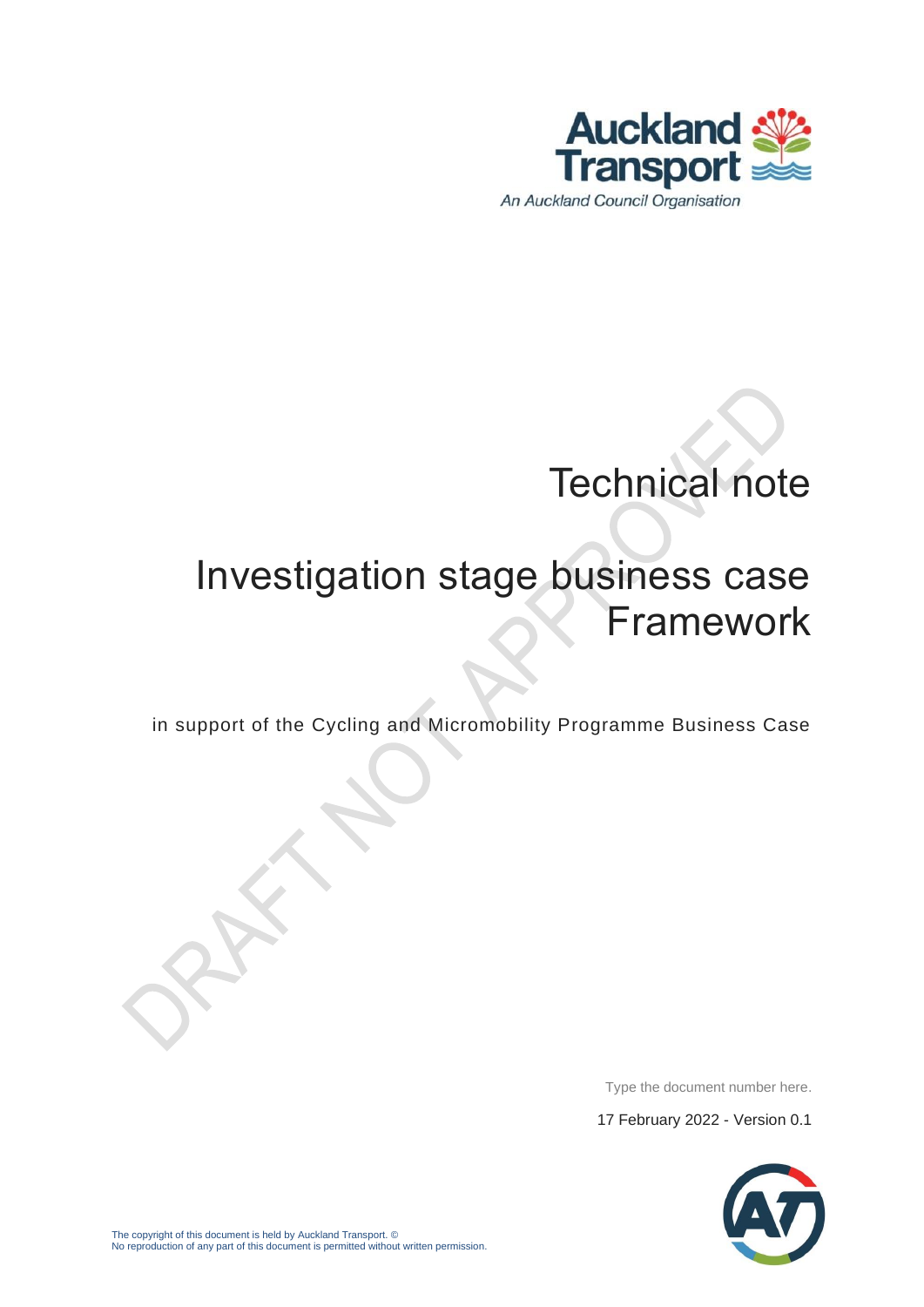Auckland Transport

An Auckland Council Organisation

# Technical note

# Investigation stage business case Framework

in support of the Cycling and Micromobility Programme Business Case

DRAFT NOT APPROVED

Type the document number here.

17 February 2022 - Version 0.1

The copyright of this document is held by Auckland Transport. ©
No reproduction of any part of this document is permitted without written permission.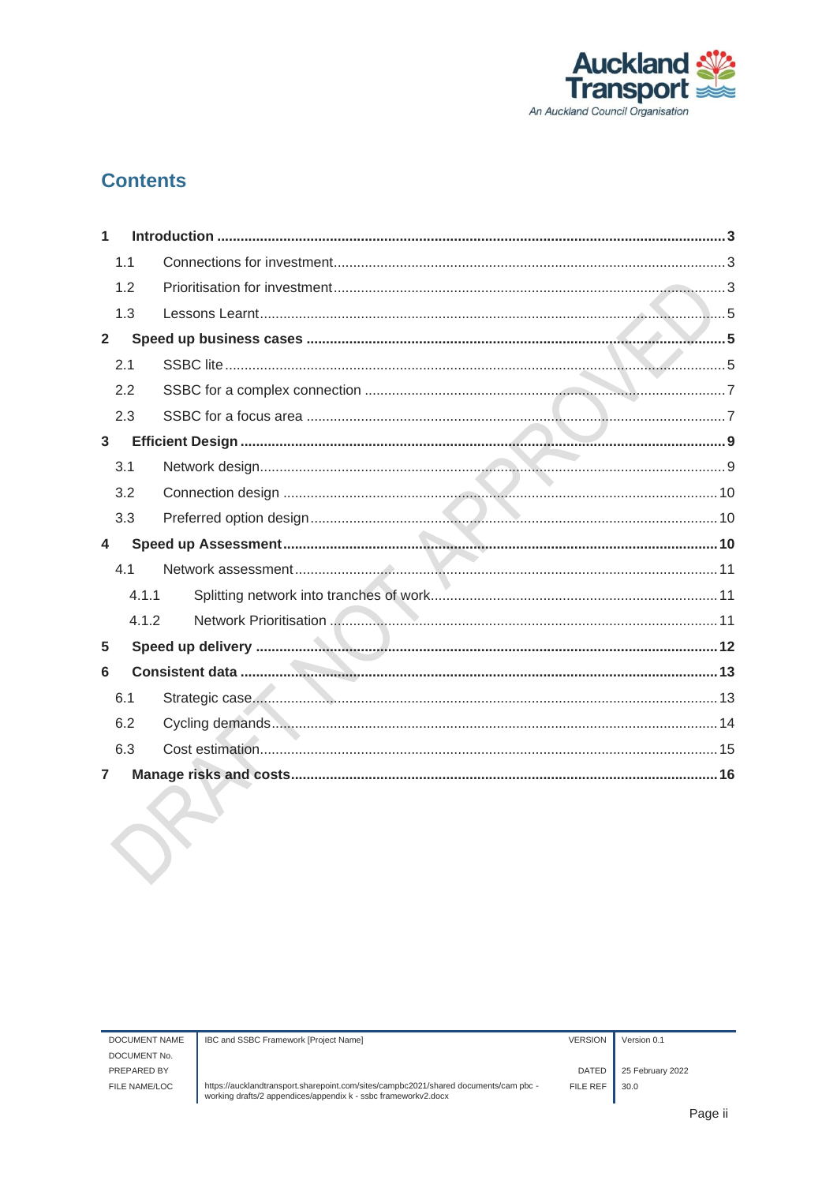# Contents

| | | |
|---|---|---|
| **1** | **Introduction** | **3** |
| 1.1 | Connections for investment | 3 |
| 1.2 | Prioritisation for investment | 3 |
| 1.3 | Lessons Learnt | 5 |
| **2** | **Speed up business cases** | **5** |
| 2.1 | SSBC lite | 5 |
| 2.2 | SSBC for a complex connection | 7 |
| 2.3 | SSBC for a focus area | 7 |
| **3** | **Efficient Design** | **9** |
| 3.1 | Network design | 9 |
| 3.2 | Connection design | 10 |
| 3.3 | Preferred option design | 10 |
| **4** | **Speed up Assessment** | **10** |
| 4.1 | Network assessment | 11 |
| 4.1.1 | Splitting network into tranches of work | 11 |
| 4.1.2 | Network Prioritisation | 11 |
| **5** | **Speed up delivery** | **12** |
| **6** | **Consistent data** | **13** |
| 6.1 | Strategic case | 13 |
| 6.2 | Cycling demands | 14 |
| 6.3 | Cost estimation | 15 |
| **7** | **Manage risks and costs** | **16** |

DRAFT NOT APPROVED

| | | | |
|---|---|---|---|
| DOCUMENT NAME | IBC and SSBC Framework [Project Name] | VERSION | Version 0.1 |
| DOCUMENT No. | | | |
| PREPARED BY | | DATED | 25 February 2022 |
| FILE NAME/LOC | https://aucklandtransport.sharepoint.com/sites/campbc2021/shared documents/cam pbc - working drafts/2 appendices/appendix k - ssbc frameworkv2.docx | FILE REF | 30.0 |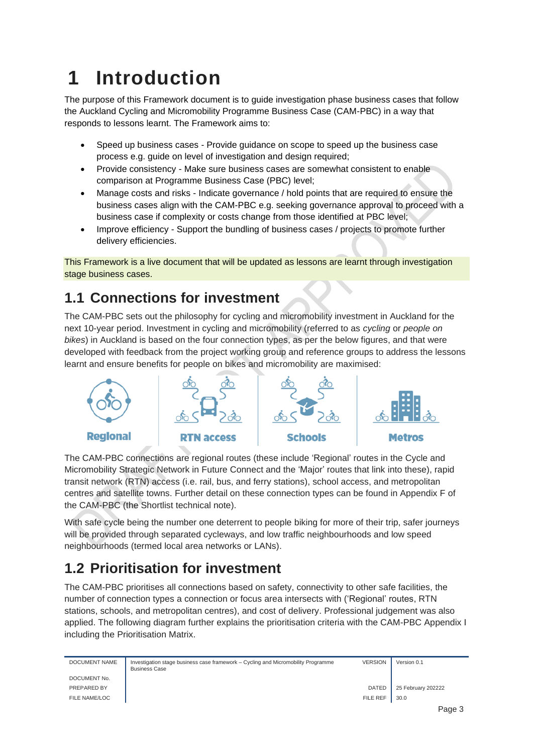# 1 Introduction

The purpose of this Framework document is to guide investigation phase business cases that follow the Auckland Cycling and Micromobility Programme Business Case (CAM-PBC) in a way that responds to lessons learnt. The Framework aims to:

- Speed up business cases - Provide guidance on scope to speed up the business case process e.g. guide on level of investigation and design required;
- Provide consistency - Make sure business cases are somewhat consistent to enable comparison at Programme Business Case (PBC) level;
- Manage costs and risks - Indicate governance / hold points that are required to ensure the business cases align with the CAM-PBC e.g. seeking governance approval to proceed with a business case if complexity or costs change from those identified at PBC level;
- Improve efficiency - Support the bundling of business cases / projects to promote further delivery efficiencies.

This Framework is a live document that will be updated as lessons are learnt through investigation stage business cases.

## 1.1 Connections for investment

The CAM-PBC sets out the philosophy for cycling and micromobility investment in Auckland for the next 10-year period. Investment in cycling and micromobility (referred to as *cycling* or *people on bikes*) in Auckland is based on the four connection types, as per the below figures, and that were developed with feedback from the project working group and reference groups to address the lessons learnt and ensure benefits for people on bikes and micromobility are maximised:

Regional | RTN access | Schools | Metros

The CAM-PBC connections are regional routes (these include 'Regional' routes in the Cycle and Micromobility Strategic Network in Future Connect and the 'Major' routes that link into these), rapid transit network (RTN) access (i.e. rail, bus, and ferry stations), school access, and metropolitan centres and satellite towns. Further detail on these connection types can be found in Appendix F of the CAM-PBC (the Shortlist technical note).

With safe cycle being the number one deterrent to people biking for more of their trip, safer journeys will be provided through separated cycleways, and low traffic neighbourhoods and low speed neighbourhoods (termed local area networks or LANs).

## 1.2 Prioritisation for investment

The CAM-PBC prioritises all connections based on safety, connectivity to other safe facilities, the number of connection types a connection or focus area intersects with ('Regional' routes, RTN stations, schools, and metropolitan centres), and cost of delivery. Professional judgement was also applied. The following diagram further explains the prioritisation criteria with the CAM-PBC Appendix I including the Prioritisation Matrix.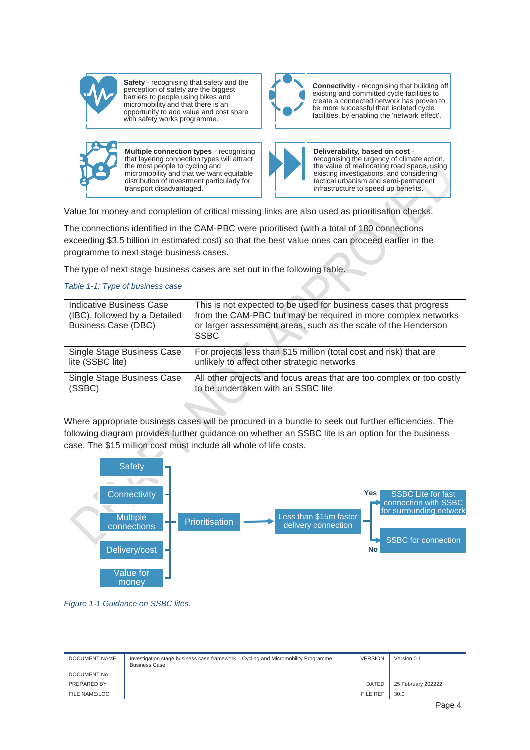**Safety** - recognising that safety and the perception of safety are the biggest barriers to people using bikes and micromobility and that there is an opportunity to add value and cost share with safety works programme.

**Connectivity** - recognising that building off existing and committed cycle facilities to create a connected network has proven to be more successful than isolated cycle facilities, by enabling the 'network effect'.

**Multiple connection types** - recognising that layering connection types will attract the most people to cycling and micromobility and that we want equitable distribution of investment particularly for transport disadvantaged.

**Deliverability, based on cost** - recognising the urgency of climate action, the value of reallocating road space, using existing investigations, and considering tactical urbanism and semi-permanent infrastructure to speed up benefits.

Value for money and completion of critical missing links are also used as prioritisation checks.

The connections identified in the CAM-PBC were prioritised (with a total of 180 connections exceeding $3.5 billion in estimated cost) so that the best value ones can proceed earlier in the programme to next stage business cases.

The type of next stage business cases are set out in the following table.

*Table 1-1: Type of business case*

| | |
|---|---|
| Indicative Business Case (IBC), followed by a Detailed Business Case (DBC) | This is not expected to be used for business cases that progress from the CAM-PBC but may be required in more complex networks or larger assessment areas, such as the scale of the Henderson SSBC |
| Single Stage Business Case lite (SSBC lite) | For projects less than $15 million (total cost and risk) that are unlikely to affect other strategic networks |
| Single Stage Business Case (SSBC) | All other projects and focus areas that are too complex or too costly to be undertaken with an SSBC lite |

Where appropriate business cases will be procured in a bundle to seek out further efficiencies. The following diagram provides further guidance on whether an SSBC lite is an option for the business case. The $15 million cost must include all whole of life costs.

Safety | Connectivity | Multiple connections | Delivery/cost | Value for money → Prioritisation → Less than $15m faster delivery connection → Yes: SSBC Lite for fast connection with SSBC for surrounding network; No: SSBC for connection

*Figure 1-1 Guidance on SSBC lites.*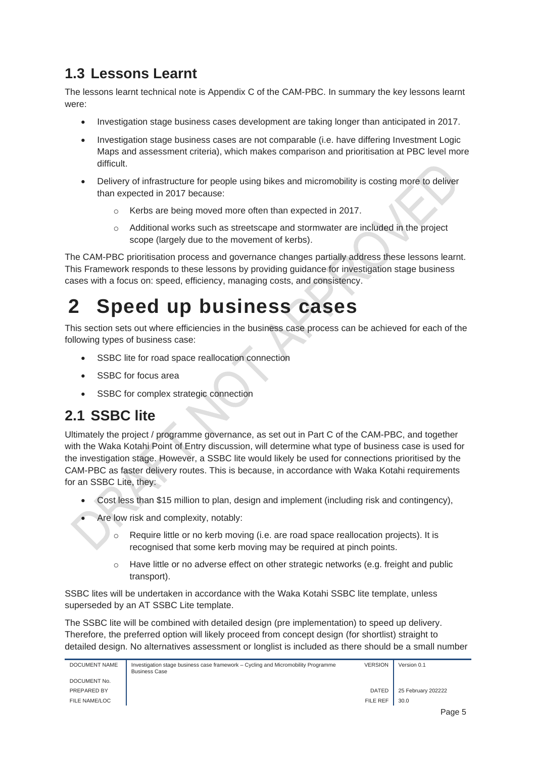## 1.3 Lessons Learnt

The lessons learnt technical note is Appendix C of the CAM-PBC. In summary the key lessons learnt were:

- Investigation stage business cases development are taking longer than anticipated in 2017.
- Investigation stage business cases are not comparable (i.e. have differing Investment Logic Maps and assessment criteria), which makes comparison and prioritisation at PBC level more difficult.
- Delivery of infrastructure for people using bikes and micromobility is costing more to deliver than expected in 2017 because:
  - Kerbs are being moved more often than expected in 2017.
  - Additional works such as streetscape and stormwater are included in the project scope (largely due to the movement of kerbs).

The CAM-PBC prioritisation process and governance changes partially address these lessons learnt. This Framework responds to these lessons by providing guidance for investigation stage business cases with a focus on: speed, efficiency, managing costs, and consistency.

# 2 Speed up business cases

This section sets out where efficiencies in the business case process can be achieved for each of the following types of business case:

- SSBC lite for road space reallocation connection
- SSBC for focus area
- SSBC for complex strategic connection

## 2.1 SSBC lite

Ultimately the project / programme governance, as set out in Part C of the CAM-PBC, and together with the Waka Kotahi Point of Entry discussion, will determine what type of business case is used for the investigation stage. However, a SSBC lite would likely be used for connections prioritised by the CAM-PBC as faster delivery routes. This is because, in accordance with Waka Kotahi requirements for an SSBC Lite, they:

- Cost less than $15 million to plan, design and implement (including risk and contingency),
- Are low risk and complexity, notably:
  - Require little or no kerb moving (i.e. are road space reallocation projects). It is recognised that some kerb moving may be required at pinch points.
  - Have little or no adverse effect on other strategic networks (e.g. freight and public transport).

SSBC lites will be undertaken in accordance with the Waka Kotahi SSBC lite template, unless superseded by an AT SSBC Lite template.

The SSBC lite will be combined with detailed design (pre implementation) to speed up delivery. Therefore, the preferred option will likely proceed from concept design (for shortlist) straight to detailed design. No alternatives assessment or longlist is included as there should be a small number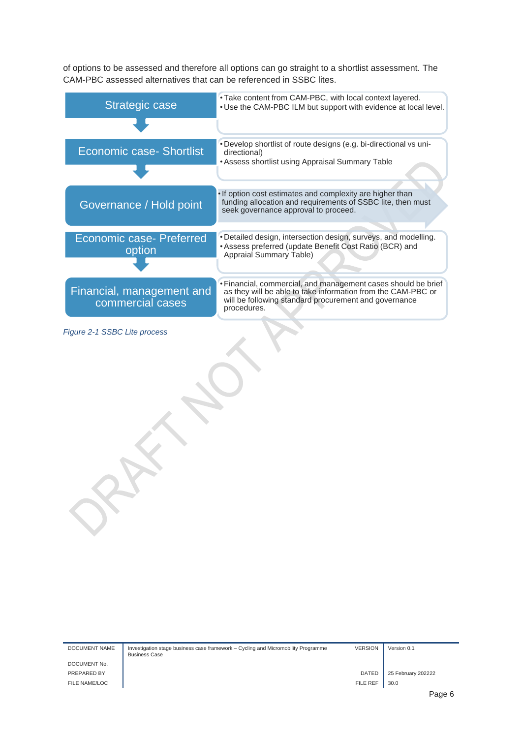of options to be assessed and therefore all options can go straight to a shortlist assessment. The CAM-PBC assessed alternatives that can be referenced in SSBC lites.

| Stage | Description |
| --- | --- |
| Strategic case | • Take content from CAM-PBC, with local context layered.<br>• Use the CAM-PBC ILM but support with evidence at local level. |
| Economic case- Shortlist | • Develop shortlist of route designs (e.g. bi-directional vs uni-directional)<br>• Assess shortlist using Appraisal Summary Table |
| Governance / Hold point | • If option cost estimates and complexity are higher than funding allocation and requirements of SSBC lite, then must seek governance approval to proceed. |
| Economic case- Preferred option | • Detailed design, intersection design, surveys, and modelling.<br>• Assess preferred (update Benefit Cost Ratio (BCR) and Appraial Summary Table) |
| Financial, management and commercial cases | • Financial, commercial, and management cases should be brief as they will be able to take information from the CAM-PBC or will be following standard procurement and governance procedures. |

*Figure 2-1 SSBC Lite process*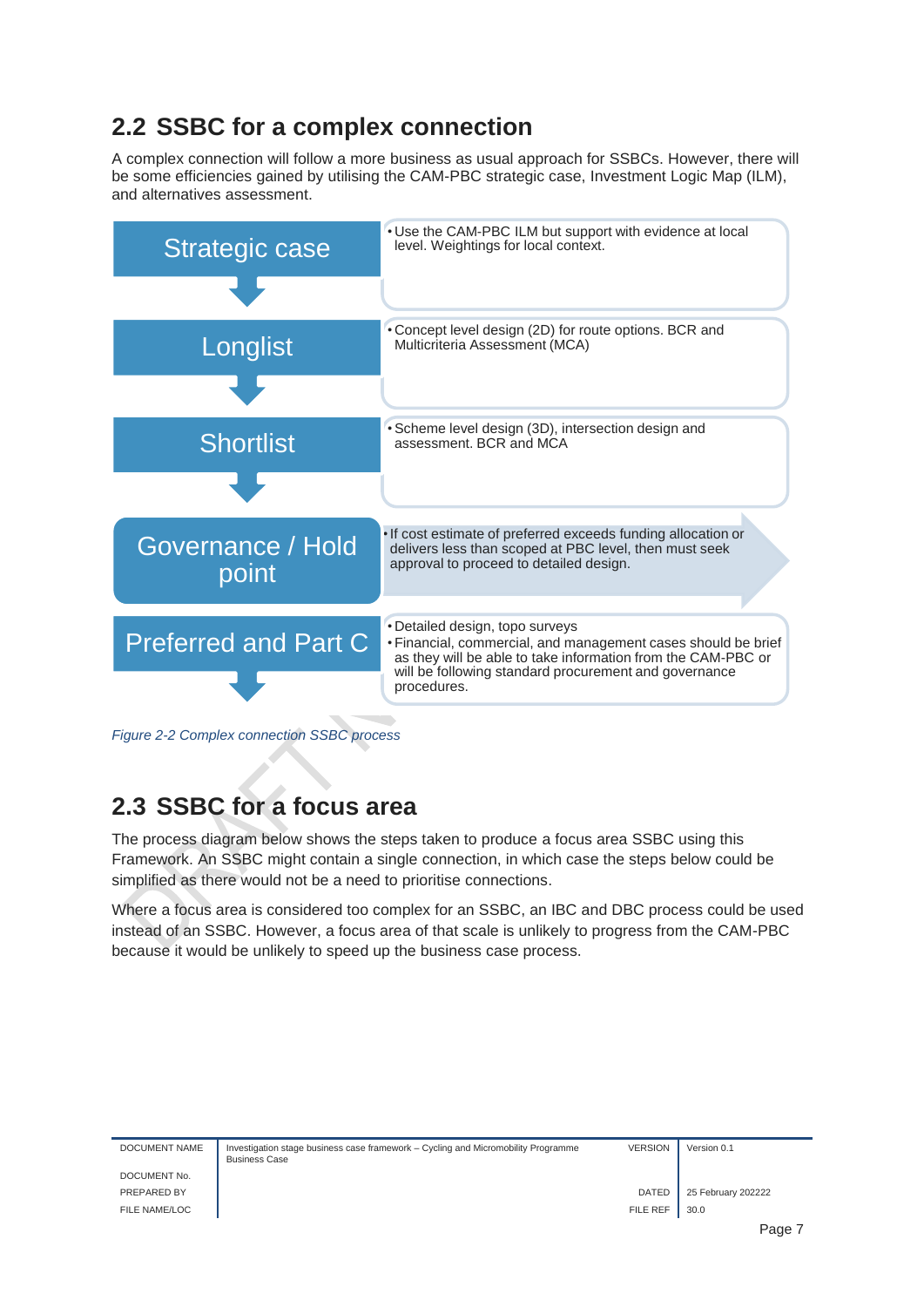## 2.2 SSBC for a complex connection

A complex connection will follow a more business as usual approach for SSBCs. However, there will be some efficiencies gained by utilising the CAM-PBC strategic case, Investment Logic Map (ILM), and alternatives assessment.

| Stage | Description |
|---|---|
| Strategic case | • Use the CAM-PBC ILM but support with evidence at local level. Weightings for local context. |
| Longlist | • Concept level design (2D) for route options. BCR and Multicriteria Assessment (MCA) |
| Shortlist | • Scheme level design (3D), intersection design and assessment. BCR and MCA |
| Governance / Hold point | • If cost estimate of preferred exceeds funding allocation or delivers less than scoped at PBC level, then must seek approval to proceed to detailed design. |
| Preferred and Part C | • Detailed design, topo surveys<br>• Financial, commercial, and management cases should be brief as they will be able to take information from the CAM-PBC or will be following standard procurement and governance procedures. |

*Figure 2-2 Complex connection SSBC process*

## 2.3 SSBC for a focus area

The process diagram below shows the steps taken to produce a focus area SSBC using this Framework. An SSBC might contain a single connection, in which case the steps below could be simplified as there would not be a need to prioritise connections.

Where a focus area is considered too complex for an SSBC, an IBC and DBC process could be used instead of an SSBC. However, a focus area of that scale is unlikely to progress from the CAM-PBC because it would be unlikely to speed up the business case process.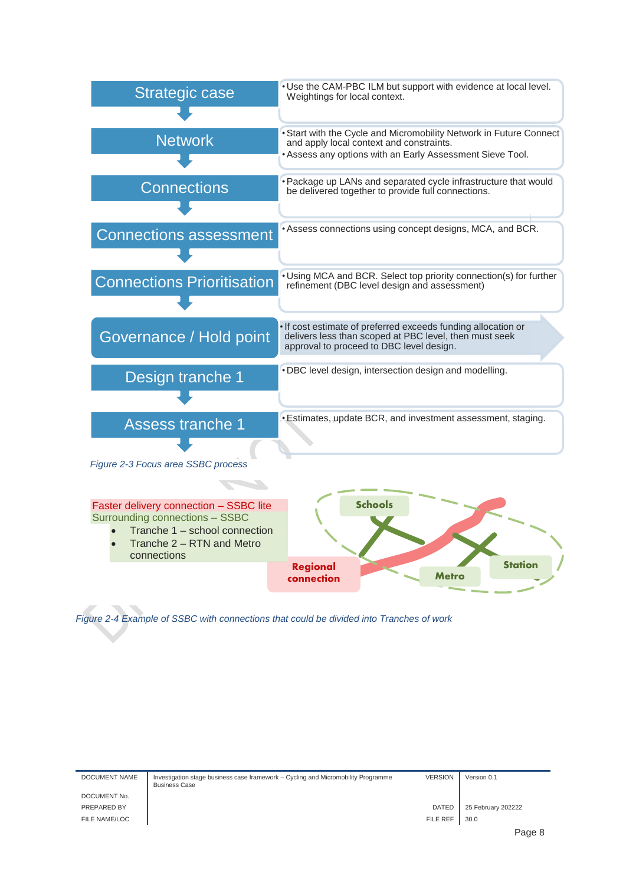| Step | Description |
|---|---|
| Strategic case | Use the CAM-PBC ILM but support with evidence at local level. Weightings for local context. |
| Network | Start with the Cycle and Micromobility Network in Future Connect and apply local context and constraints. Assess any options with an Early Assessment Sieve Tool. |
| Connections | Package up LANs and separated cycle infrastructure that would be delivered together to provide full connections. |
| Connections assessment | Assess connections using concept designs, MCA, and BCR. |
| Connections Prioritisation | Using MCA and BCR. Select top priority connection(s) for further refinement (DBC level design and assessment) |
| Governance / Hold point | If cost estimate of preferred exceeds funding allocation or delivers less than scoped at PBC level, then must seek approval to proceed to DBC level design. |
| Design tranche 1 | DBC level design, intersection design and modelling. |
| Assess tranche 1 | Estimates, update BCR, and investment assessment, staging. |

*Figure 2-3 Focus area SSBC process*

Faster delivery connection – SSBC lite

Surrounding connections – SSBC

- Tranche 1 – school connection
- Tranche 2 – RTN and Metro connections

Schools

Regional connection

Metro

Station

*Figure 2-4 Example of SSBC with connections that could be divided into Tranches of work*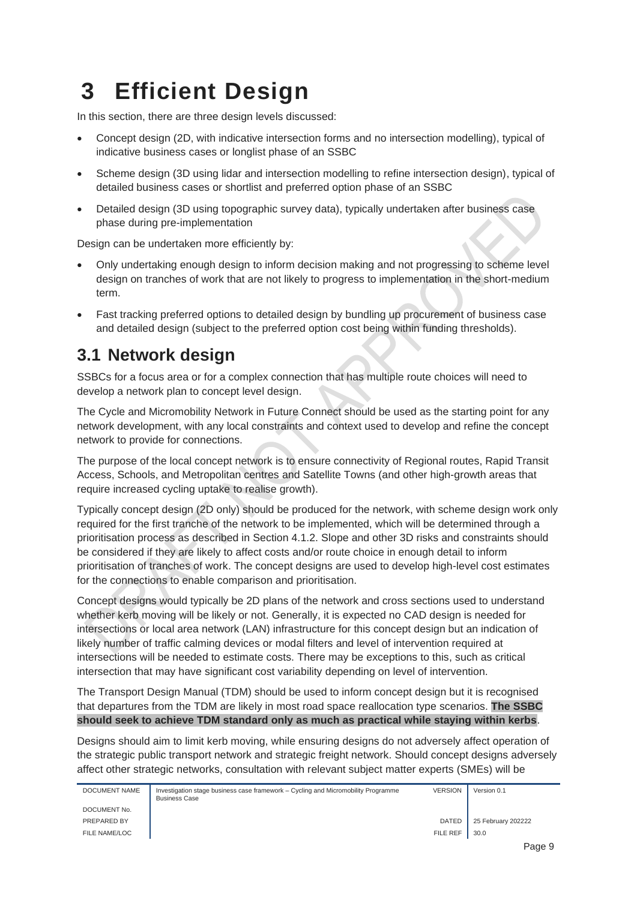# 3 Efficient Design

In this section, there are three design levels discussed:

- Concept design (2D, with indicative intersection forms and no intersection modelling), typical of indicative business cases or longlist phase of an SSBC
- Scheme design (3D using lidar and intersection modelling to refine intersection design), typical of detailed business cases or shortlist and preferred option phase of an SSBC
- Detailed design (3D using topographic survey data), typically undertaken after business case phase during pre-implementation

Design can be undertaken more efficiently by:

- Only undertaking enough design to inform decision making and not progressing to scheme level design on tranches of work that are not likely to progress to implementation in the short-medium term.
- Fast tracking preferred options to detailed design by bundling up procurement of business case and detailed design (subject to the preferred option cost being within funding thresholds).

## 3.1 Network design

SSBCs for a focus area or for a complex connection that has multiple route choices will need to develop a network plan to concept level design.

The Cycle and Micromobility Network in Future Connect should be used as the starting point for any network development, with any local constraints and context used to develop and refine the concept network to provide for connections.

The purpose of the local concept network is to ensure connectivity of Regional routes, Rapid Transit Access, Schools, and Metropolitan centres and Satellite Towns (and other high-growth areas that require increased cycling uptake to realise growth).

Typically concept design (2D only) should be produced for the network, with scheme design work only required for the first tranche of the network to be implemented, which will be determined through a prioritisation process as described in Section 4.1.2. Slope and other 3D risks and constraints should be considered if they are likely to affect costs and/or route choice in enough detail to inform prioritisation of tranches of work. The concept designs are used to develop high-level cost estimates for the connections to enable comparison and prioritisation.

Concept designs would typically be 2D plans of the network and cross sections used to understand whether kerb moving will be likely or not. Generally, it is expected no CAD design is needed for intersections or local area network (LAN) infrastructure for this concept design but an indication of likely number of traffic calming devices or modal filters and level of intervention required at intersections will be needed to estimate costs. There may be exceptions to this, such as critical intersection that may have significant cost variability depending on level of intervention.

The Transport Design Manual (TDM) should be used to inform concept design but it is recognised that departures from the TDM are likely in most road space reallocation type scenarios. **The SSBC should seek to achieve TDM standard only as much as practical while staying within kerbs**.

Designs should aim to limit kerb moving, while ensuring designs do not adversely affect operation of the strategic public transport network and strategic freight network. Should concept designs adversely affect other strategic networks, consultation with relevant subject matter experts (SMEs) will be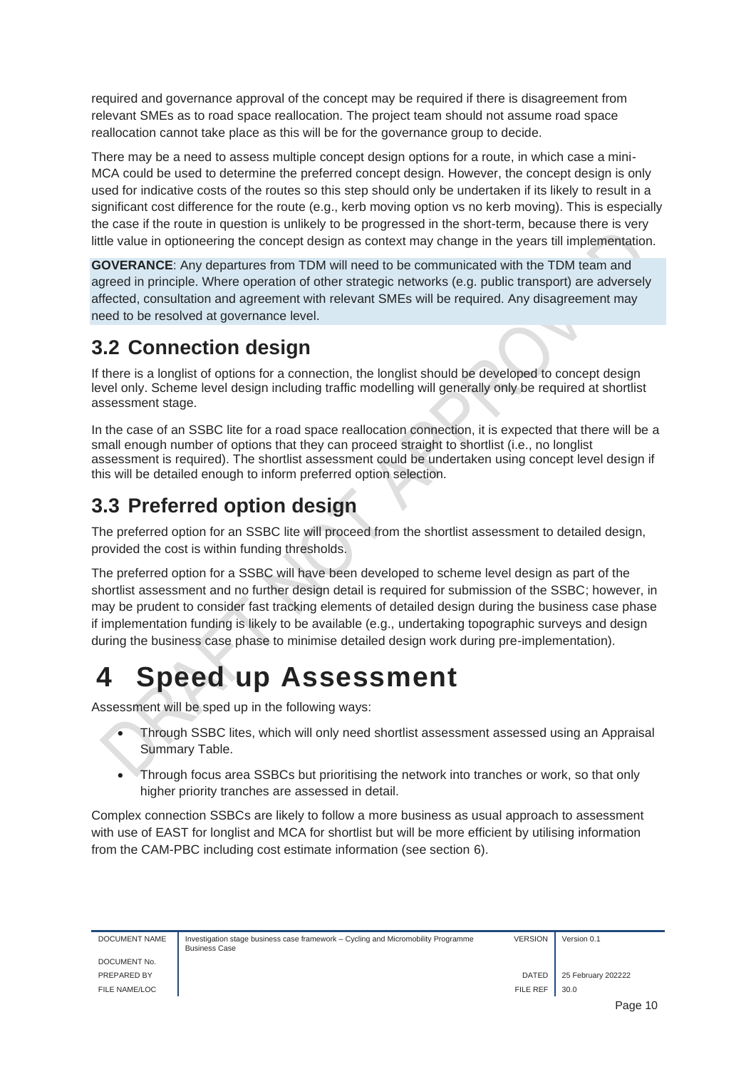required and governance approval of the concept may be required if there is disagreement from relevant SMEs as to road space reallocation. The project team should not assume road space reallocation cannot take place as this will be for the governance group to decide.

There may be a need to assess multiple concept design options for a route, in which case a mini-MCA could be used to determine the preferred concept design. However, the concept design is only used for indicative costs of the routes so this step should only be undertaken if its likely to result in a significant cost difference for the route (e.g., kerb moving option vs no kerb moving). This is especially the case if the route in question is unlikely to be progressed in the short-term, because there is very little value in optioneering the concept design as context may change in the years till implementation.

**GOVERANCE**: Any departures from TDM will need to be communicated with the TDM team and agreed in principle. Where operation of other strategic networks (e.g. public transport) are adversely affected, consultation and agreement with relevant SMEs will be required. Any disagreement may need to be resolved at governance level.

## 3.2 Connection design

If there is a longlist of options for a connection, the longlist should be developed to concept design level only. Scheme level design including traffic modelling will generally only be required at shortlist assessment stage.

In the case of an SSBC lite for a road space reallocation connection, it is expected that there will be a small enough number of options that they can proceed straight to shortlist (i.e., no longlist assessment is required). The shortlist assessment could be undertaken using concept level design if this will be detailed enough to inform preferred option selection.

## 3.3 Preferred option design

The preferred option for an SSBC lite will proceed from the shortlist assessment to detailed design, provided the cost is within funding thresholds.

The preferred option for a SSBC will have been developed to scheme level design as part of the shortlist assessment and no further design detail is required for submission of the SSBC; however, in may be prudent to consider fast tracking elements of detailed design during the business case phase if implementation funding is likely to be available (e.g., undertaking topographic surveys and design during the business case phase to minimise detailed design work during pre-implementation).

# 4 Speed up Assessment

Assessment will be sped up in the following ways:

- Through SSBC lites, which will only need shortlist assessment assessed using an Appraisal Summary Table.
- Through focus area SSBCs but prioritising the network into tranches or work, so that only higher priority tranches are assessed in detail.

Complex connection SSBCs are likely to follow a more business as usual approach to assessment with use of EAST for longlist and MCA for shortlist but will be more efficient by utilising information from the CAM-PBC including cost estimate information (see section 6).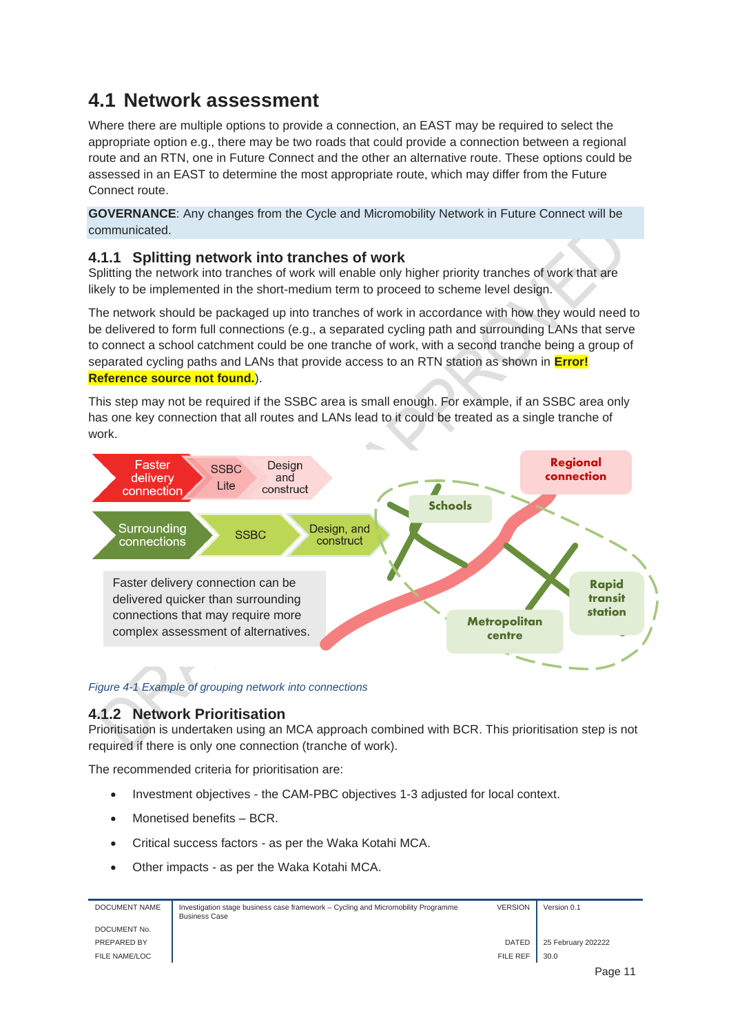## 4.1 Network assessment

Where there are multiple options to provide a connection, an EAST may be required to select the appropriate option e.g., there may be two roads that could provide a connection between a regional route and an RTN, one in Future Connect and the other an alternative route. These options could be assessed in an EAST to determine the most appropriate route, which may differ from the Future Connect route.

**GOVERNANCE**: Any changes from the Cycle and Micromobility Network in Future Connect will be communicated.

### 4.1.1 Splitting network into tranches of work

Splitting the network into tranches of work will enable only higher priority tranches of work that are likely to be implemented in the short-medium term to proceed to scheme level design.

The network should be packaged up into tranches of work in accordance with how they would need to be delivered to form full connections (e.g., a separated cycling path and surrounding LANs that serve to connect a school catchment could be one tranche of work, with a second tranche being a group of separated cycling paths and LANs that provide access to an RTN station as shown in **Error! Reference source not found.**).

This step may not be required if the SSBC area is small enough. For example, if an SSBC area only has one key connection that all routes and LANs lead to it could be treated as a single tranche of work.

Faster delivery connection → SSBC Lite → Design and construct

Surrounding connections → SSBC → Design, and construct

Faster delivery connection can be delivered quicker than surrounding connections that may require more complex assessment of alternatives.

Regional connection | Schools | Rapid transit station | Metropolitan centre

*Figure 4-1 Example of grouping network into connections*

### 4.1.2 Network Prioritisation

Prioritisation is undertaken using an MCA approach combined with BCR. This prioritisation step is not required if there is only one connection (tranche of work).

The recommended criteria for prioritisation are:

- Investment objectives - the CAM-PBC objectives 1-3 adjusted for local context.
- Monetised benefits – BCR.
- Critical success factors - as per the Waka Kotahi MCA.
- Other impacts - as per the Waka Kotahi MCA.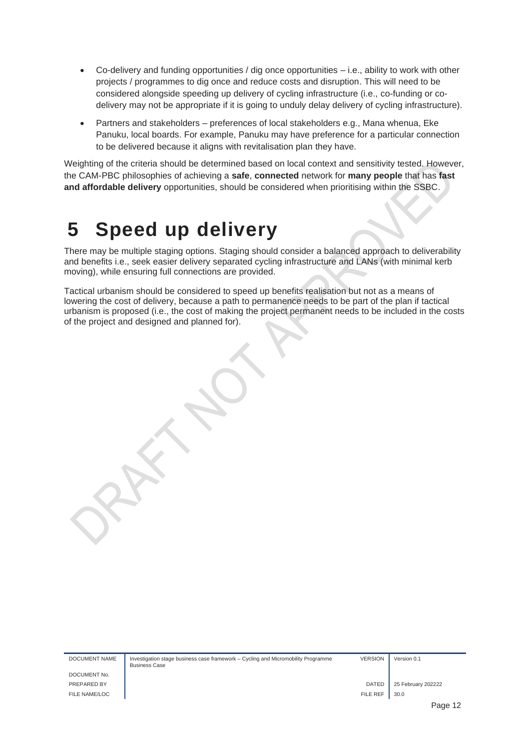- Co-delivery and funding opportunities / dig once opportunities – i.e., ability to work with other projects / programmes to dig once and reduce costs and disruption. This will need to be considered alongside speeding up delivery of cycling infrastructure (i.e., co-funding or co-delivery may not be appropriate if it is going to unduly delay delivery of cycling infrastructure).
- Partners and stakeholders – preferences of local stakeholders e.g., Mana whenua, Eke Panuku, local boards. For example, Panuku may have preference for a particular connection to be delivered because it aligns with revitalisation plan they have.

Weighting of the criteria should be determined based on local context and sensitivity tested. However, the CAM-PBC philosophies of achieving a **safe**, **connected** network for **many people** that has **fast and affordable delivery** opportunities, should be considered when prioritising within the SSBC.

# 5 Speed up delivery

There may be multiple staging options. Staging should consider a balanced approach to deliverability and benefits i.e., seek easier delivery separated cycling infrastructure and LANs (with minimal kerb moving), while ensuring full connections are provided.

Tactical urbanism should be considered to speed up benefits realisation but not as a means of lowering the cost of delivery, because a path to permanence needs to be part of the plan if tactical urbanism is proposed (i.e., the cost of making the project permanent needs to be included in the costs of the project and designed and planned for).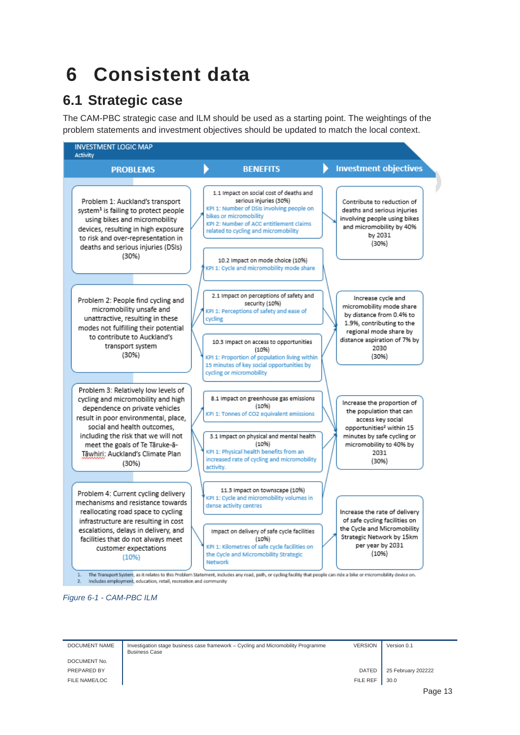# 6 Consistent data

## 6.1 Strategic case

The CAM-PBC strategic case and ILM should be used as a starting point. The weightings of the problem statements and investment objectives should be updated to match the local context.

**INVESTMENT LOGIC MAP**
Activity

| PROBLEMS | BENEFITS | Investment objectives |
|---|---|---|
| Problem 1: Auckland's transport system[1] is failing to protect people using bikes and micromobility devices, resulting in high exposure to risk and over-representation in deaths and serious injuries (DSIs) (30%) | 1.1 Impact on social cost of deaths and serious injuries (30%)<br>KPI 1: Number of DSIs involving people on bikes or micromobility<br>KPI 2: Number of ACC entitlement claims related to cycling and micromobility | Contribute to reduction of deaths and serious injuries involving people using bikes and micromobility by 40% by 2031 (30%) |
| | 10.2 Impact on mode choice (10%)<br>KPI 1: Cycle and micromobility mode share | |
| Problem 2: People find cycling and micromobility unsafe and unattractive, resulting in these modes not fulfilling their potential to contribute to Auckland's transport system (30%) | 2.1 Impact on perceptions of safety and security (10%)<br>KPI 1: Perceptions of safety and ease of cycling | Increase cycle and micromobility mode share by distance from 0.4% to 1.9%, contributing to the regional mode share by distance aspiration of 7% by 2030 (30%) |
| | 10.3 Impact on access to opportunities (10%)<br>KPI 1: Proportion of population living within 15 minutes of key social opportunities by cycling or micromobility | |
| Problem 3: Relatively low levels of cycling and micromobility and high dependence on private vehicles result in poor environmental, place, social and health outcomes, including the risk that we will not meet the goals of Te Tāruke-ā-Tāwhiri: Auckland's Climate Plan (30%) | 8.1 Impact on greenhouse gas emissions (10%)<br>KPI 1: Tonnes of CO2 equivalent emissions | Increase the proportion of the population that can access key social opportunities[2] within 15 minutes by safe cycling or micromobility to 40% by 2031 (30%) |
| | 3.1 Impact on physical and mental health (10%)<br>KPI 1: Physical health benefits from an increased rate of cycling and micromobility activity. | |
| Problem 4: Current cycling delivery mechanisms and resistance towards reallocating road space to cycling infrastructure are resulting in cost escalations, delays in delivery, and facilities that do not always meet customer expectations (10%) | 11.3 Impact on townscape (10%)<br>KPI 1: Cycle and micromobility volumes in dense activity centres | Increase the rate of delivery of safe cycling facilities on the Cycle and Micromobility Strategic Network by 15km per year by 2031 (10%) |
| | Impact on delivery of safe cycle facilities (10%)<br>KPI 1: Kilometres of safe cycle facilities on the Cycle and Micromobility Strategic Network | |

1. The Transport System, as it relates to this Problem Statement, includes any road, path, or cycling facility that people can ride a bike or micromobility device on.
2. Includes employment, education, retail, recreation and community

*Figure 6-1 - CAM-PBC ILM*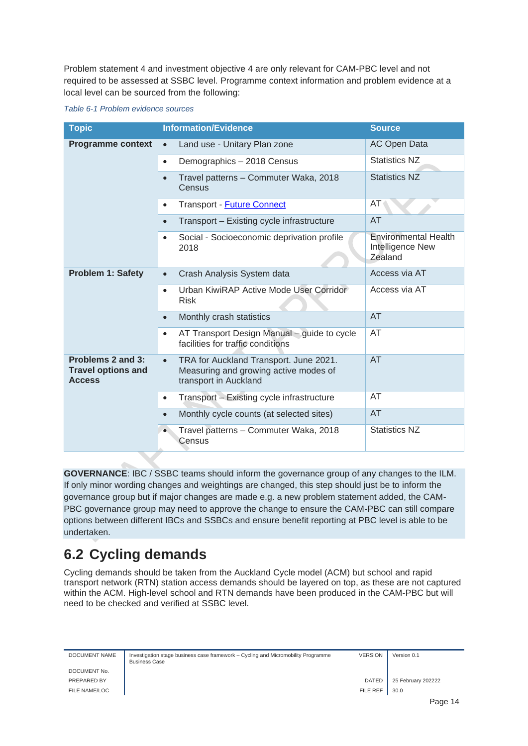Problem statement 4 and investment objective 4 are only relevant for CAM-PBC level and not required to be assessed at SSBC level. Programme context information and problem evidence at a local level can be sourced from the following:

*Table 6-1 Problem evidence sources*

| Topic | Information/Evidence | Source |
|---|---|---|
| **Programme context** | • Land use - Unitary Plan zone | AC Open Data |
| | • Demographics – 2018 Census | Statistics NZ |
| | • Travel patterns – Commuter Waka, 2018 Census | Statistics NZ |
| | • Transport - Future Connect | AT |
| | • Transport – Existing cycle infrastructure | AT |
| | • Social - Socioeconomic deprivation profile 2018 | Environmental Health Intelligence New Zealand |
| **Problem 1: Safety** | • Crash Analysis System data | Access via AT |
| | • Urban KiwiRAP Active Mode User Corridor Risk | Access via AT |
| | • Monthly crash statistics | AT |
| | • AT Transport Design Manual – guide to cycle facilities for traffic conditions | AT |
| **Problems 2 and 3: Travel options and Access** | • TRA for Auckland Transport. June 2021. Measuring and growing active modes of transport in Auckland | AT |
| | • Transport – Existing cycle infrastructure | AT |
| | • Monthly cycle counts (at selected sites) | AT |
| | • Travel patterns – Commuter Waka, 2018 Census | Statistics NZ |

**GOVERNANCE**: IBC / SSBC teams should inform the governance group of any changes to the ILM. If only minor wording changes and weightings are changed, this step should just be to inform the governance group but if major changes are made e.g. a new problem statement added, the CAM-PBC governance group may need to approve the change to ensure the CAM-PBC can still compare options between different IBCs and SSBCs and ensure benefit reporting at PBC level is able to be undertaken.

## 6.2 Cycling demands

Cycling demands should be taken from the Auckland Cycle model (ACM) but school and rapid transport network (RTN) station access demands should be layered on top, as these are not captured within the ACM. High-level school and RTN demands have been produced in the CAM-PBC but will need to be checked and verified at SSBC level.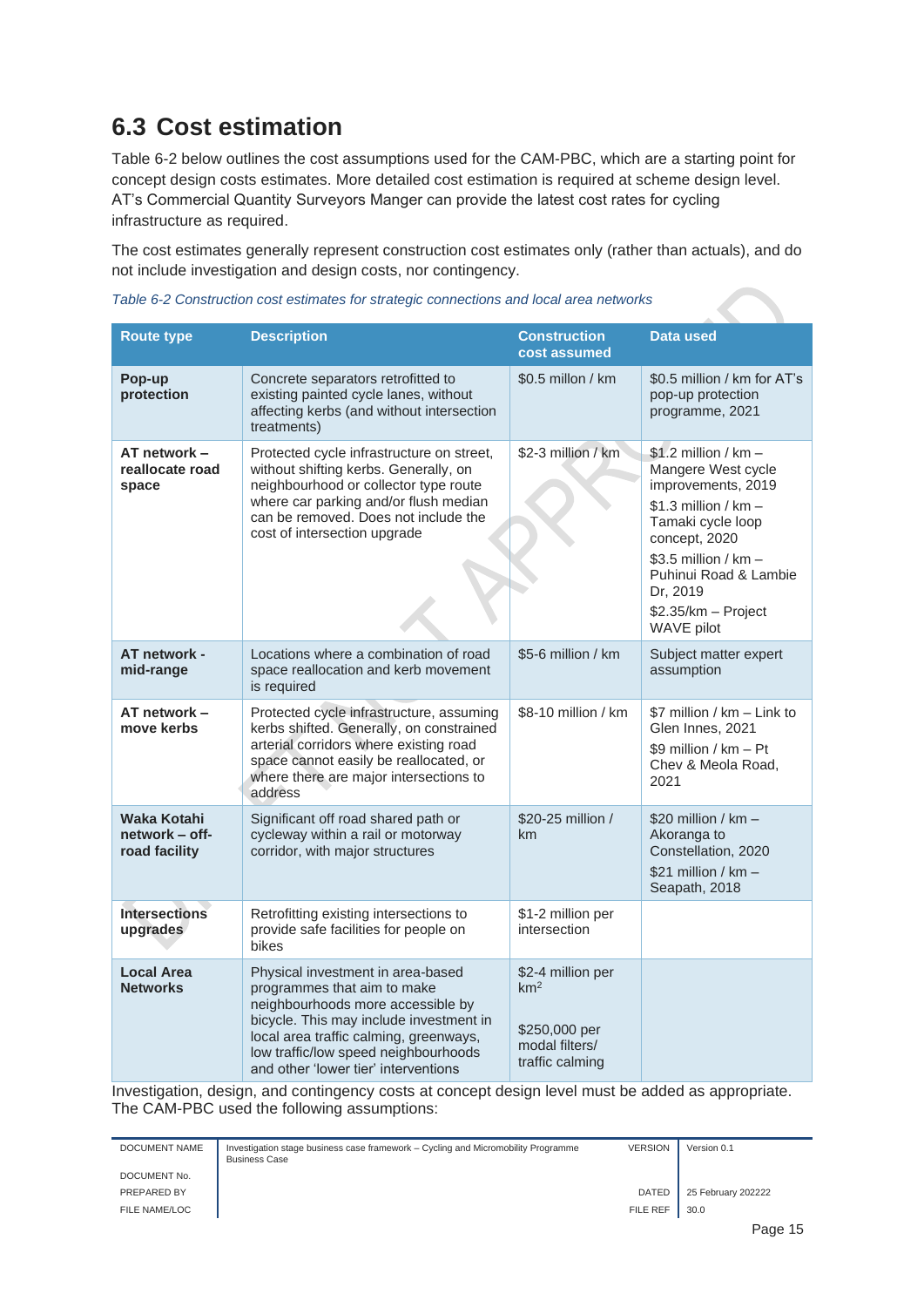## 6.3 Cost estimation

Table 6-2 below outlines the cost assumptions used for the CAM-PBC, which are a starting point for concept design costs estimates. More detailed cost estimation is required at scheme design level. AT's Commercial Quantity Surveyors Manger can provide the latest cost rates for cycling infrastructure as required.

The cost estimates generally represent construction cost estimates only (rather than actuals), and do not include investigation and design costs, nor contingency.

*Table 6-2 Construction cost estimates for strategic connections and local area networks*

| Route type | Description | Construction cost assumed | Data used |
|---|---|---|---|
| **Pop-up protection** | Concrete separators retrofitted to existing painted cycle lanes, without affecting kerbs (and without intersection treatments) | $0.5 millon / km | $0.5 million / km for AT's pop-up protection programme, 2021 |
| **AT network – reallocate road space** | Protected cycle infrastructure on street, without shifting kerbs. Generally, on neighbourhood or collector type route where car parking and/or flush median can be removed. Does not include the cost of intersection upgrade | $2-3 million / km | $1.2 million / km – Mangere West cycle improvements, 2019<br><br>$1.3 million / km – Tamaki cycle loop concept, 2020<br><br>$3.5 million / km – Puhinui Road & Lambie Dr, 2019<br><br>$2.35/km – Project WAVE pilot |
| **AT network - mid-range** | Locations where a combination of road space reallocation and kerb movement is required | $5-6 million / km | Subject matter expert assumption |
| **AT network – move kerbs** | Protected cycle infrastructure, assuming kerbs shifted. Generally, on constrained arterial corridors where existing road space cannot easily be reallocated, or where there are major intersections to address | $8-10 million / km | $7 million / km – Link to Glen Innes, 2021<br><br>$9 million / km – Pt Chev & Meola Road, 2021 |
| **Waka Kotahi network – off-road facility** | Significant off road shared path or cycleway within a rail or motorway corridor, with major structures | $20-25 million / km | $20 million / km – Akoranga to Constellation, 2020<br><br>$21 million / km – Seapath, 2018 |
| **Intersections upgrades** | Retrofitting existing intersections to provide safe facilities for people on bikes | $1-2 million per intersection | |
| **Local Area Networks** | Physical investment in area-based programmes that aim to make neighbourhoods more accessible by bicycle. This may include investment in local area traffic calming, greenways, low traffic/low speed neighbourhoods and other 'lower tier' interventions | $2-4 million per km$^2$<br><br>$250,000 per modal filters/ traffic calming | |

Investigation, design, and contingency costs at concept design level must be added as appropriate. The CAM-PBC used the following assumptions: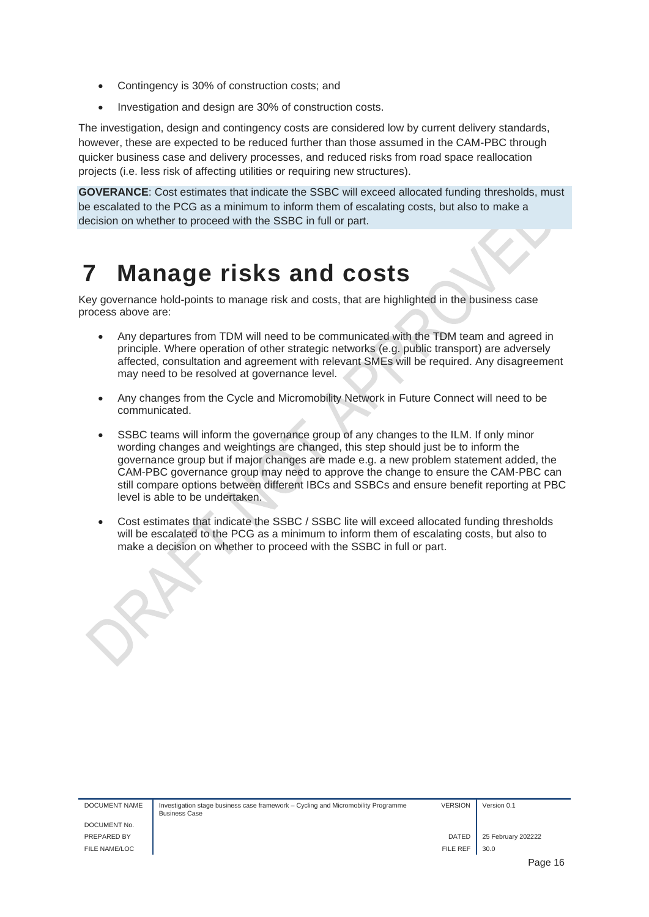- Contingency is 30% of construction costs; and
- Investigation and design are 30% of construction costs.

The investigation, design and contingency costs are considered low by current delivery standards, however, these are expected to be reduced further than those assumed in the CAM-PBC through quicker business case and delivery processes, and reduced risks from road space reallocation projects (i.e. less risk of affecting utilities or requiring new structures).

**GOVERANCE**: Cost estimates that indicate the SSBC will exceed allocated funding thresholds, must be escalated to the PCG as a minimum to inform them of escalating costs, but also to make a decision on whether to proceed with the SSBC in full or part.

# 7 Manage risks and costs

Key governance hold-points to manage risk and costs, that are highlighted in the business case process above are:

- Any departures from TDM will need to be communicated with the TDM team and agreed in principle. Where operation of other strategic networks (e.g. public transport) are adversely affected, consultation and agreement with relevant SMEs will be required. Any disagreement may need to be resolved at governance level.
- Any changes from the Cycle and Micromobility Network in Future Connect will need to be communicated.
- SSBC teams will inform the governance group of any changes to the ILM. If only minor wording changes and weightings are changed, this step should just be to inform the governance group but if major changes are made e.g. a new problem statement added, the CAM-PBC governance group may need to approve the change to ensure the CAM-PBC can still compare options between different IBCs and SSBCs and ensure benefit reporting at PBC level is able to be undertaken.
- Cost estimates that indicate the SSBC / SSBC lite will exceed allocated funding thresholds will be escalated to the PCG as a minimum to inform them of escalating costs, but also to make a decision on whether to proceed with the SSBC in full or part.